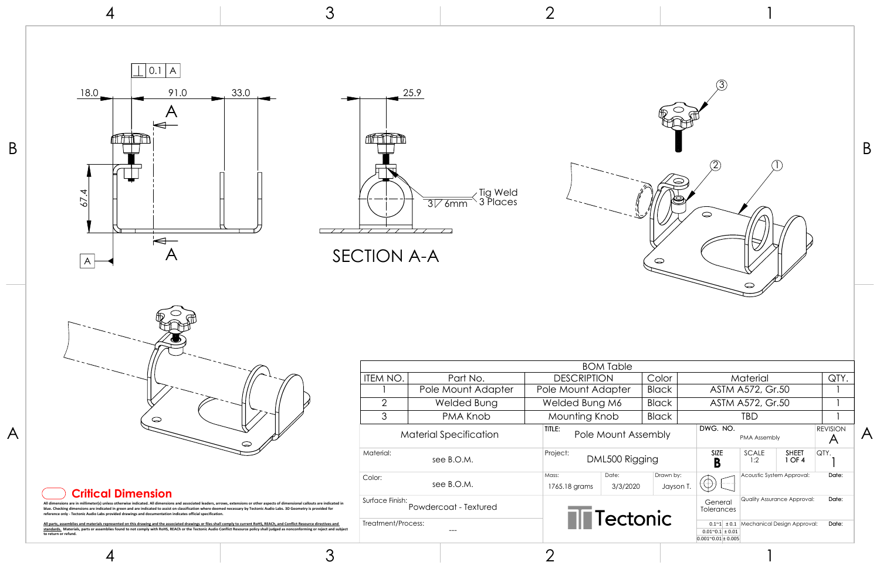18.0 91.0 33.0

0.1 A

A

67.4

A

A

25.9

3 6mm

Tig Weld
3 Places

SECTION A-A

| BOM Table | | | | | |
|---|---|---|---|---|---|
| ITEM NO. | Part No. | DESCRIPTION | Color | Material | QTY. |
| 1 | Pole Mount Adapter | Pole Mount Adapter | Black | ASTM A572, Gr.50 | 1 |
| 2 | Welded Bung | Welded Bung M6 | Black | ASTM A572, Gr.50 | 1 |
| 3 | PMA Knob | Mounting Knob | Black | TBD | 1 |

| Material Specification | | | |
|---|---|---|---|
| Material: | see B.O.M. | | |
| Color: | see B.O.M. | | |
| Surface Finish: | Powdercoat - Textured | | |
| Treatment/Process: | --- | | |

TITLE: Pole Mount Assembly

DWG. NO.: PMA Assembly

REVISION: A

Project: DML500 Rigging

SIZE: B | SCALE: 1:2 | SHEET: 1 OF 4 | QTY.: 1

Mass: 1765.18 grams | Date: 3/3/2020 | Drawn by: Jayson T.

General Tolerances

| | |
|---|---|
| 0.1~1 | ± 0.1 |
| 0.01~0.1 | ± 0.01 |
| 0.001~0.01 | ± 0.005 |

Acoustic System Approval: Date:

Quality Assurance Approval: Date:

Mechanical Design Approval: Date:

Tectonic

**Critical Dimension**

All dimensions are in millimeter(s) unless otherwise indicated. All dimensions and associated leaders, arrows, extensions or other aspects of dimensional callouts are indicated in blue. Checking dimensions are indicated in green and are indicated to assist on classification where deemed necessary by Tectonic Audio Labs. 3D Geometry is provided for reference only - Tectonic Audio Labs provided drawings and documentation indicates official specification.

All parts, assemblies and materials represented on this drawing and the associated drawings or files shall comply to current RoHS, REACh, and Conflict Resource directives and standards. Materials, parts or assemblies found to not comply with RoHS, REACh or the Tectonic Audio Conflict Resource policy shall judged as nonconforming or reject and subject to return or refund.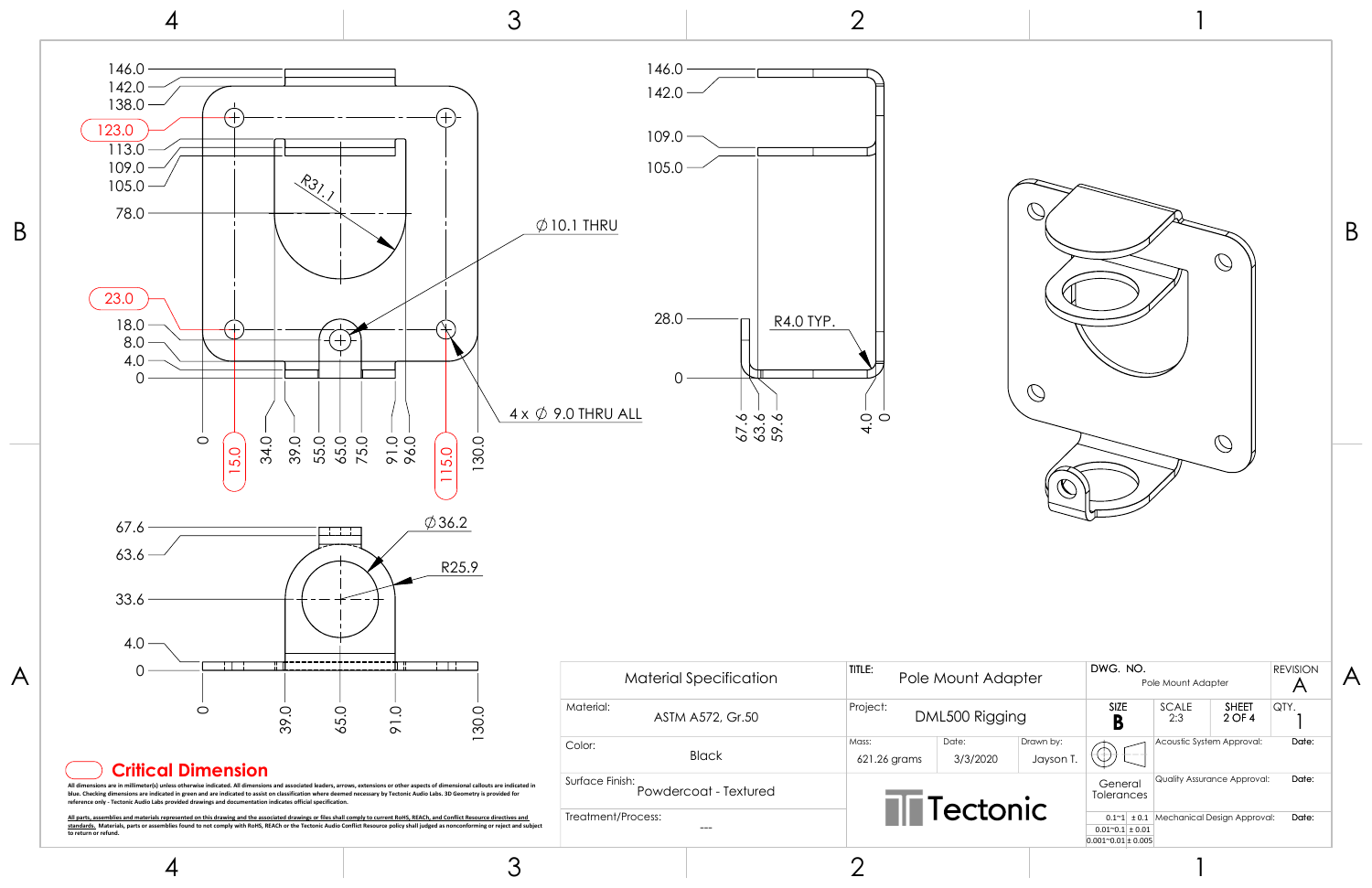## Pole Mount Adapter

### Front View Dimensions

Vertical: 146.0, 142.0, 138.0, 123.0, 113.0, 109.0, 105.0, 78.0, 23.0, 18.0, 8.0, 4.0, 0

Horizontal: 0, 15.0, 34.0, 39.0, 55.0, 65.0, 75.0, 91.0, 96.0, 115.0, 130.0

R31.1

∅10.1 THRU

4 x ∅ 9.0 THRU ALL

### Side View Dimensions

146.0, 142.0, 109.0, 105.0, 28.0, 0

R4.0 TYP.

67.6, 63.6, 59.6, 4.0, 0

### Bottom View Dimensions

67.6, 63.6, 33.6, 4.0, 0

∅36.2

R25.9

0, 39.0, 65.0, 91.0, 130.0

**Critical Dimension**

All dimensions are in millimeter(s) unless otherwise indicated. All dimensions and associated leaders, arrows, extensions or other aspects of dimensional callouts are indicated in blue. Checking dimensions are indicated in green and are indicated to assist on classification where deemed necessary by Tectonic Audio Labs. 3D Geometry is provided for reference only - Tectonic Audio Labs provided drawings and documentation indicates official specification.

All parts, assemblies and materials represented on this drawing and the associated drawings or files shall comply to current RoHS, REACh, and Conflict Resource directives and standards. Materials, parts or assemblies found to not comply with RoHS, REACh or the Tectonic Audio Conflict Resource policy shall judged as nonconforming or reject and subject to return or refund.

| Material Specification | |
|---|---|
| Material: | ASTM A572, Gr.50 |
| Color: | Black |
| Surface Finish: | Powdercoat - Textured |
| Treatment/Process: | --- |

| TITLE: | Pole Mount Adapter | | DWG. NO. | Pole Mount Adapter | | REVISION | A |
|---|---|---|---|---|---|---|---|
| Project: | DML500 Rigging | | SIZE: B | SCALE: 2:3 | SHEET: 2 OF 4 | QTY. | 1 |
| Mass: 621.26 grams | Date: 3/3/2020 | Drawn by: Jayson T. | | Acoustic System Approval: | | Date: | |
| Tectonic | | | General Tolerances | Quality Assurance Approval: | | Date: | |
| | | | 0.1~1: ± 0.1; 0.01~0.1: ± 0.01; 0.001~0.01: ± 0.005 | Mechanical Design Approval: | | Date: | |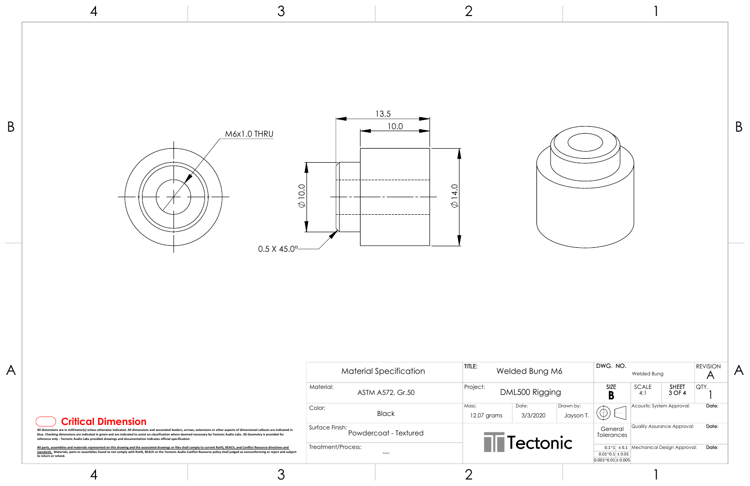M6x1.0 THRU

13.5

10.0

⌀10.0

⌀14.0

0.5 X 45.0°

| Material Specification | |
|---|---|
| Material: | ASTM A572, Gr.50 |
| Color: | Black |
| Surface Finish: | Powdercoat - Textured |
| Treatment/Process: | --- |

| TITLE: Welded Bung M6 | | | DWG. NO. Welded Bung | | | REVISION A |
|---|---|---|---|---|---|---|
| Project: DML500 Rigging | | | SIZE B | SCALE 4:1 | SHEET 3 OF 4 | QTY. 1 |
| Mass: 12.07 grams | Date: 3/3/2020 | Drawn by: Jayson T. | | Acoustic System Approval: | | Date: |
| Tectonic | | | General Tolerances | Quality Assurance Approval: | | Date: |
| | | | 0.1~1 ± 0.1; 0.01~0.1 ± 0.01; 0.001~0.01 ± 0.005 | Mechanical Design Approval: | | Date: |

**Critical Dimension**

All dimensions are in millimeter(s) unless otherwise indicated. All dimensions and associated leaders, arrows, extensions or other aspects of dimensional callouts are indicated in blue. Checking dimensions are indicated in green and are indicated to assist on classification where deemed necessary by Tectonic Audio Labs. 3D Geometry is provided for reference only - Tectonic Audio Labs provided drawings and documentation indicates official specification.

All parts, assemblies and materials represented on this drawing and the associated drawings or files shall comply to current RoHS, REACh, and Conflict Resource directives and standards. Materials, parts or assemblies found to not comply with RoHS, REACh or the Tectonic Audio Conflict Resource policy shall judged as nonconforming or reject and subject to return or refund.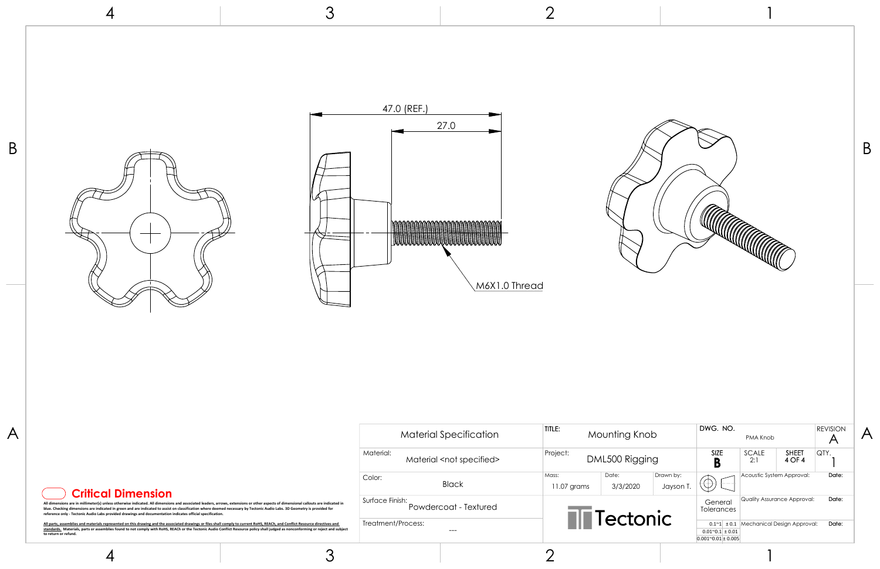47.0 (REF.)

27.0

M6X1.0 Thread

## Critical Dimension

All dimensions are in millimeter(s) unless otherwise indicated. All dimensions and associated leaders, arrows, extensions or other aspects of dimensional callouts are indicated in blue. Checking dimensions are indicated in green and are indicated to assist on classification where deemed necessary by Tectonic Audio Labs. 3D Geometry is provided for reference only - Tectonic Audio Labs provided drawings and documentation indicates official specification.

All parts, assemblies and materials represented on this drawing and the associated drawings or files shall comply to current RoHS, REACh, and Conflict Resource directives and standards. Materials, parts or assemblies found to not comply with RoHS, REACh or the Tectonic Audio Conflict Resource policy shall judged as nonconforming or reject and subject to return or refund.

| Material Specification | |
|---|---|
| Material: | Material <not specified> |
| Color: | Black |
| Surface Finish: | Powdercoat - Textured |
| Treatment/Process: | --- |

| | | |
|---|---|---|
| TITLE: Mounting Knob | | |
| Project: DML500 Rigging | | |
| Mass: 11.07 grams | Date: 3/3/2020 | Drawn by: Jayson T. |

Tectonic

| | | | |
|---|---|---|---|
| DWG. NO. PMA Knob | | | REVISION A |
| SIZE B | SCALE 2:1 | SHEET 4 OF 4 | QTY. 1 |
| | Acoustic System Approval: | | Date: |
| General Tolerances | Quality Assurance Approval: | | Date: |
| 0.1~1 ± 0.1<br>0.01~0.1 ± 0.01<br>0.001~0.01 ± 0.005 | Mechanical Design Approval: | | Date: |